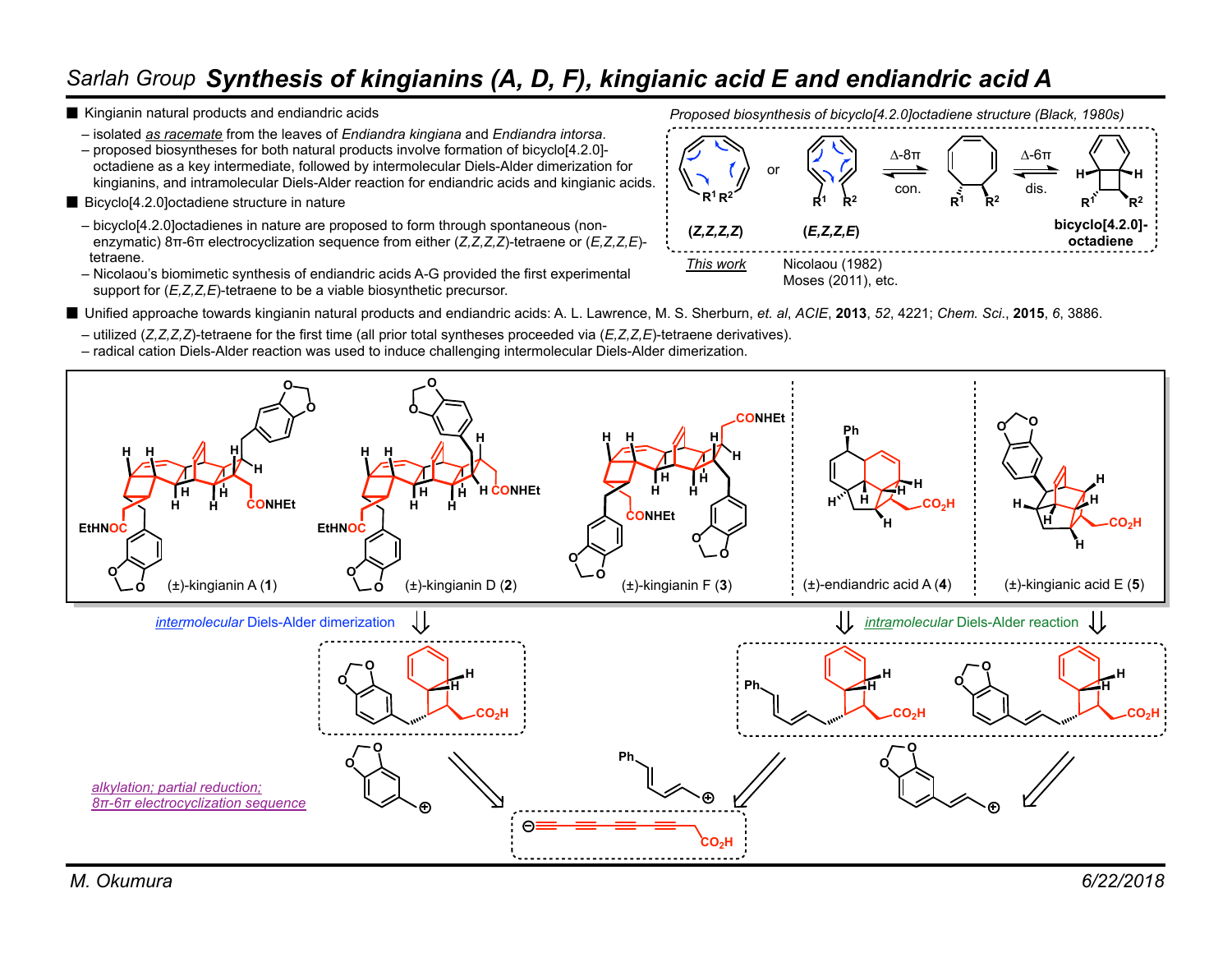Sarlah Group **Synthesis of kingianins (A, D, F), kingianic acid E and endiandric acid A**

- Kingianin natural products and endiandric acids
  - isolated *as racemate* from the leaves of *Endiandra kingiana* and *Endiandra intorsa*.
  - proposed biosyntheses for both natural products involve formation of bicyclo[4.2.0]-octadiene as a key intermediate, followed by intermolecular Diels-Alder dimerization for kingianins, and intramolecular Diels-Alder reaction for endiandric acids and kingianic acids.
- Bicyclo[4.2.0]octadiene structure in nature
  - bicyclo[4.2.0]octadienes in nature are proposed to form through spontaneous (non-enzymatic) 8π-6π electrocyclization sequence from either (*Z,Z,Z,Z*)-tetraene or (*E,Z,Z,E*)-tetraene.
  - Nicolaou's biomimetic synthesis of endiandric acids A-G provided the first experimental support for (*E,Z,Z,E*)-tetraene to be a viable biosynthetic precursor.

*Proposed biosynthesis of bicyclo[4.2.0]octadiene structure (Black, 1980s)*

(*Z,Z,Z,Z*) or (*E,Z,Z,E*) → Δ-8π con. → Δ-6π dis. → bicyclo[4.2.0]-octadiene

*This work* — (*Z,Z,Z,Z*); Nicolaou (1982), Moses (2011), etc. — (*E,Z,Z,E*)

- Unified approache towards kingianin natural products and endiandric acids: A. L. Lawrence, M. S. Sherburn, *et. al*, *ACIE*, **2013**, *52*, 4221; *Chem. Sci.*, **2015**, *6*, 3886.
  - utilized (*Z,Z,Z,Z*)-tetraene for the first time (all prior total syntheses proceeded via (*E,Z,Z,E*)-tetraene derivatives).
  - radical cation Diels-Alder reaction was used to induce challenging intermolecular Diels-Alder dimerization.

(±)-kingianin A (**1**) (±)-kingianin D (**2**) (±)-kingianin F (**3**) (±)-endiandric acid A (**4**) (±)-kingianic acid E (**5**)

*intermolecular* Diels-Alder dimerization *intramolecular* Diels-Alder reaction

*alkylation; partial reduction; 8π-6π electrocyclization sequence*

M. Okumura 6/22/2018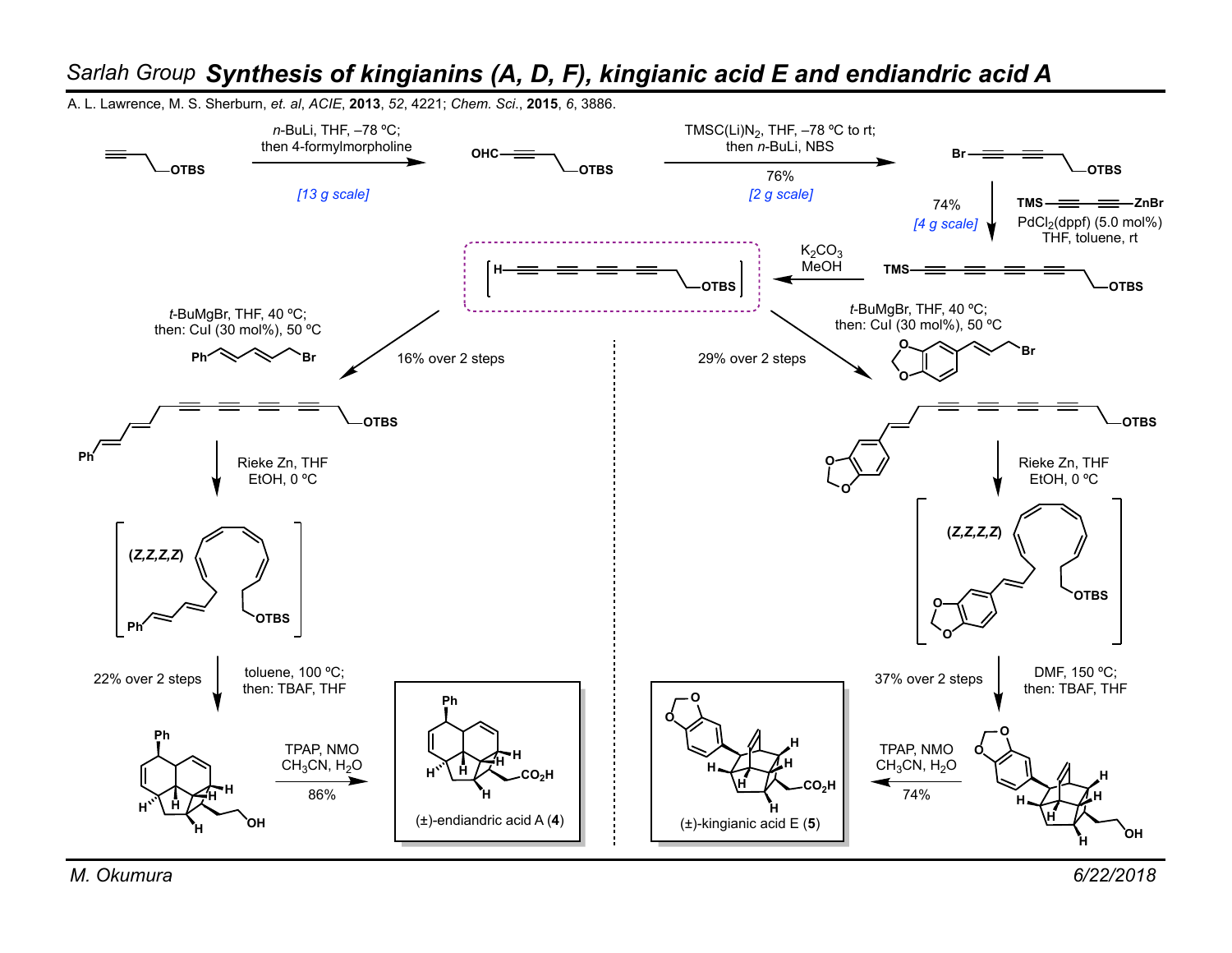Sarlah Group **Synthesis of kingianins (A, D, F), kingianic acid E and endiandric acid A**

A. L. Lawrence, M. S. Sherburn, *et. al*, *ACIE*, **2013**, *52*, 4221; *Chem. Sci.*, **2015**, *6*, 3886.

*n*-BuLi, THF, –78 ºC; then 4-formylmorpholine [13 g scale]

OHC—≡—CH₂CH₂—OTBS

TMSC(Li)$N_2$, THF, –78 ºC to rt; then *n*-BuLi, NBS — 76% [2 g scale]

Br—≡—≡—OTBS

TMS—≡—≡—ZnBr, $PdCl_2$(dppf) (5.0 mol%), THF, toluene, rt — 74% [4 g scale]

TMS—≡—≡—≡—≡—OTBS

$K_2CO_3$, MeOH

[H—≡—≡—≡—≡—OTBS]

*t*-BuMgBr, THF, 40 ºC; then: CuI (30 mol%), 50 ºC; Ph-CH=CH-CH=CH-CH₂Br — 16% over 2 steps

*t*-BuMgBr, THF, 40 ºC; then: CuI (30 mol%), 50 ºC; (3,4-methylenedioxyphenyl)-CH=CH-CH₂Br — 29% over 2 steps

Rieke Zn, THF, EtOH, 0 ºC

(*Z,Z,Z,Z*) — OTBS

toluene, 100 ºC; then: TBAF, THF — 22% over 2 steps

DMF, 150 ºC; then: TBAF, THF — 37% over 2 steps

TPAP, NMO, $CH_3CN$, $H_2O$ — 86%

(±)-endiandric acid A (**4**)

TPAP, NMO, $CH_3CN$, $H_2O$ — 74%

(±)-kingianic acid E (**5**)

M. Okumura

6/22/2018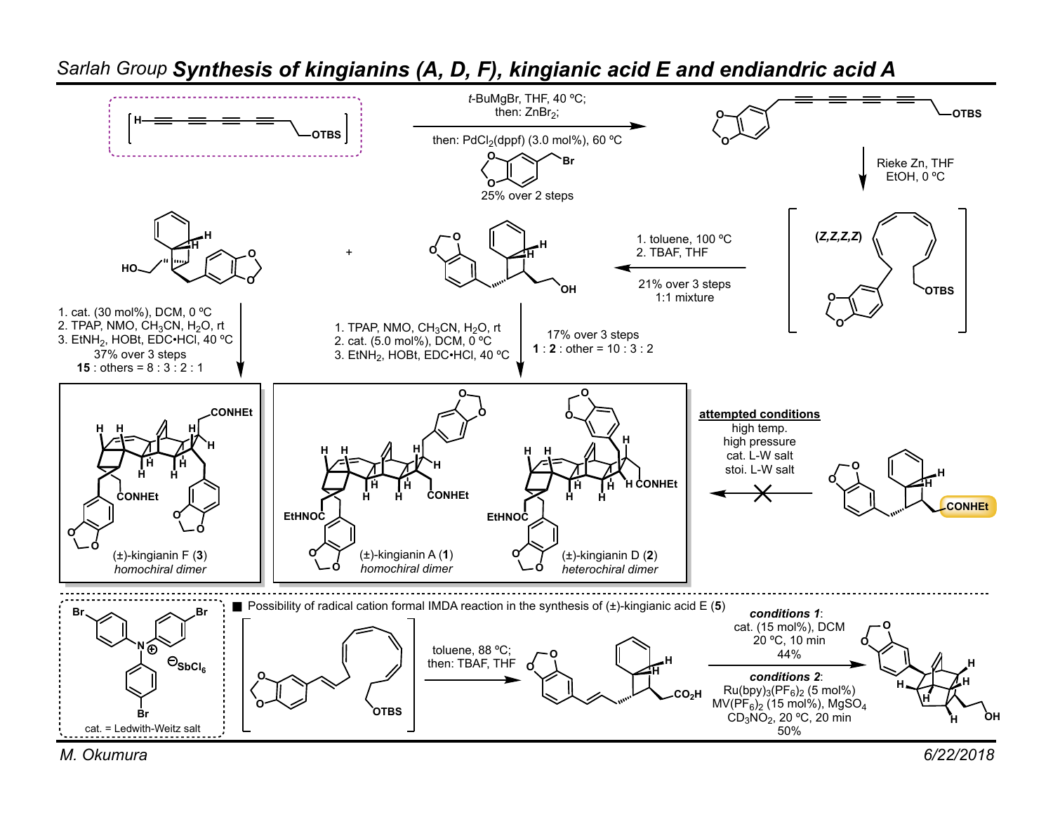# *Sarlah Group* **Synthesis of kingianins (A, D, F), kingianic acid E and endiandric acid A**

*t*-BuMgBr, THF, 40 ºC;
then: $ZnBr_2$;

then: $PdCl_2$(dppf) (3.0 mol%), 60 ºC

25% over 2 steps

OTBS

OTBS

Rieke Zn, THF
EtOH, 0 ºC

**(*Z,Z,Z,Z*)**

OTBS

1. toluene, 100 ºC
2. TBAF, THF

21% over 3 steps
1:1 mixture

HO

OH

+

1. cat. (30 mol%), DCM, 0 ºC
2. TPAP, NMO, $CH_3CN$, $H_2O$, rt
3. $EtNH_2$, HOBt, EDC•HCl, 40 ºC
37% over 3 steps
**15** : others = 8 : 3 : 2 : 1

1. TPAP, NMO, $CH_3CN$, $H_2O$, rt
2. cat. (5.0 mol%), DCM, 0 ºC
3. $EtNH_2$, HOBt, EDC•HCl, 40 ºC

17% over 3 steps
**1** : **2** : other = 10 : 3 : 2

(±)-kingianin F (**3**)
*homochiral dimer*

(±)-kingianin A (**1**)
*homochiral dimer*

(±)-kingianin D (**2**)
*heterochiral dimer*

**attempted conditions**
high temp.
high pressure
cat. L-W salt
stoi. L-W salt

CONHEt

■ Possibility of radical cation formal IMDA reaction in the synthesis of (±)-kingianic acid E (**5**)

toluene, 88 ºC;
then: TBAF, THF

OTBS

$CO_2H$

***conditions 1***:
cat. (15 mol%), DCM
20 ºC, 10 min
44%

***conditions 2***:
$Ru(bpy)_3(PF_6)_2$ (5 mol%)
$MV(PF_6)_2$ (15 mol%), $MgSO_4$
$CD_3NO_2$, 20 ºC, 20 min
50%

OH

$^{\ominus}SbCl_6$

cat. = Ledwith-Weitz salt

M. Okumura

6/22/2018